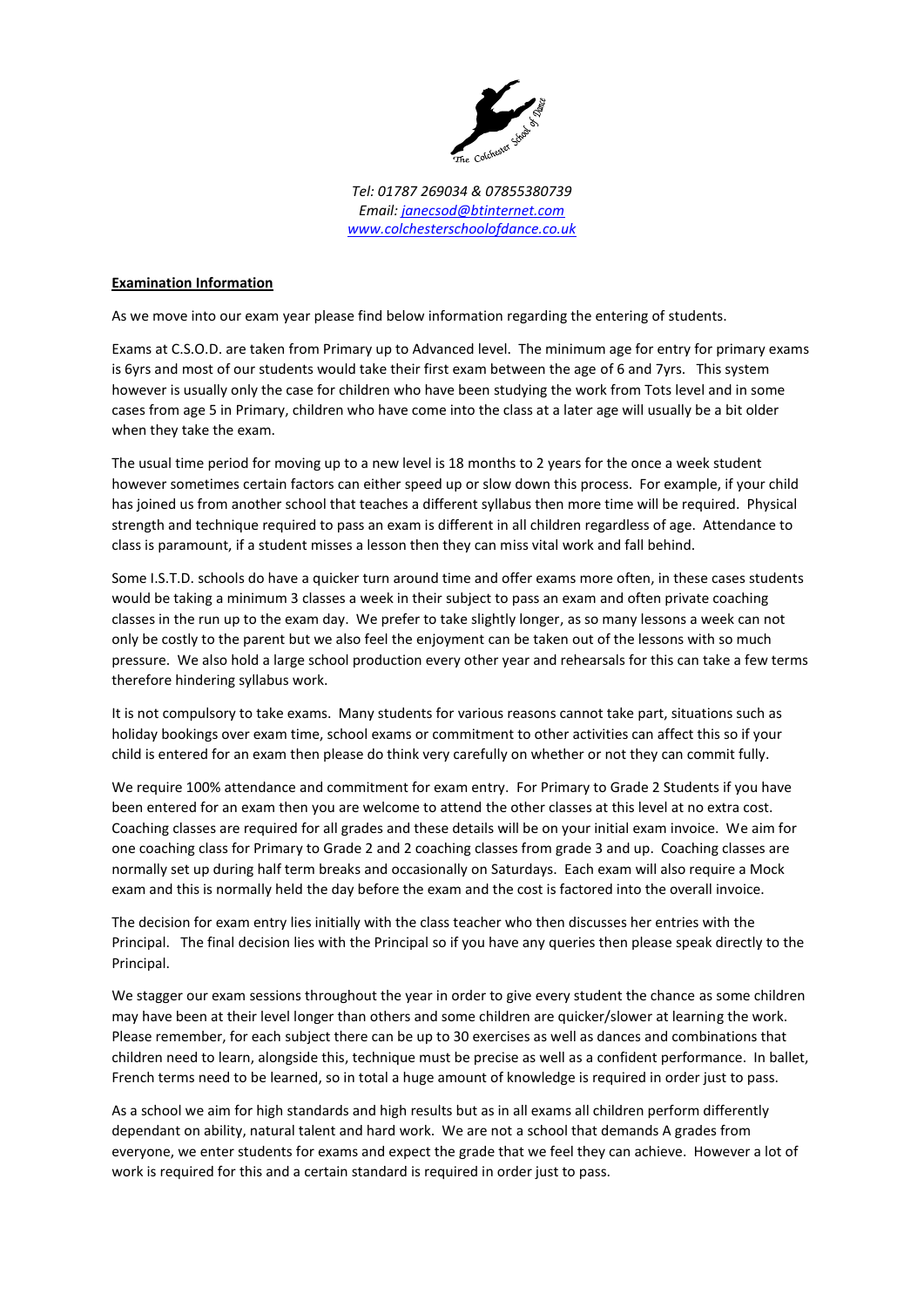*Tel: 01787 269034 & 07855380739*
*Email: janecsod@btinternet.com*
*www.colchesterschoolofdance.co.uk*

**Examination Information**

As we move into our exam year please find below information regarding the entering of students.

Exams at C.S.O.D. are taken from Primary up to Advanced level. The minimum age for entry for primary exams is 6yrs and most of our students would take their first exam between the age of 6 and 7yrs. This system however is usually only the case for children who have been studying the work from Tots level and in some cases from age 5 in Primary, children who have come into the class at a later age will usually be a bit older when they take the exam.

The usual time period for moving up to a new level is 18 months to 2 years for the once a week student however sometimes certain factors can either speed up or slow down this process. For example, if your child has joined us from another school that teaches a different syllabus then more time will be required. Physical strength and technique required to pass an exam is different in all children regardless of age. Attendance to class is paramount, if a student misses a lesson then they can miss vital work and fall behind.

Some I.S.T.D. schools do have a quicker turn around time and offer exams more often, in these cases students would be taking a minimum 3 classes a week in their subject to pass an exam and often private coaching classes in the run up to the exam day. We prefer to take slightly longer, as so many lessons a week can not only be costly to the parent but we also feel the enjoyment can be taken out of the lessons with so much pressure. We also hold a large school production every other year and rehearsals for this can take a few terms therefore hindering syllabus work.

It is not compulsory to take exams. Many students for various reasons cannot take part, situations such as holiday bookings over exam time, school exams or commitment to other activities can affect this so if your child is entered for an exam then please do think very carefully on whether or not they can commit fully.

We require 100% attendance and commitment for exam entry. For Primary to Grade 2 Students if you have been entered for an exam then you are welcome to attend the other classes at this level at no extra cost. Coaching classes are required for all grades and these details will be on your initial exam invoice. We aim for one coaching class for Primary to Grade 2 and 2 coaching classes from grade 3 and up. Coaching classes are normally set up during half term breaks and occasionally on Saturdays. Each exam will also require a Mock exam and this is normally held the day before the exam and the cost is factored into the overall invoice.

The decision for exam entry lies initially with the class teacher who then discusses her entries with the Principal. The final decision lies with the Principal so if you have any queries then please speak directly to the Principal.

We stagger our exam sessions throughout the year in order to give every student the chance as some children may have been at their level longer than others and some children are quicker/slower at learning the work. Please remember, for each subject there can be up to 30 exercises as well as dances and combinations that children need to learn, alongside this, technique must be precise as well as a confident performance. In ballet, French terms need to be learned, so in total a huge amount of knowledge is required in order just to pass.

As a school we aim for high standards and high results but as in all exams all children perform differently dependant on ability, natural talent and hard work. We are not a school that demands A grades from everyone, we enter students for exams and expect the grade that we feel they can achieve. However a lot of work is required for this and a certain standard is required in order just to pass.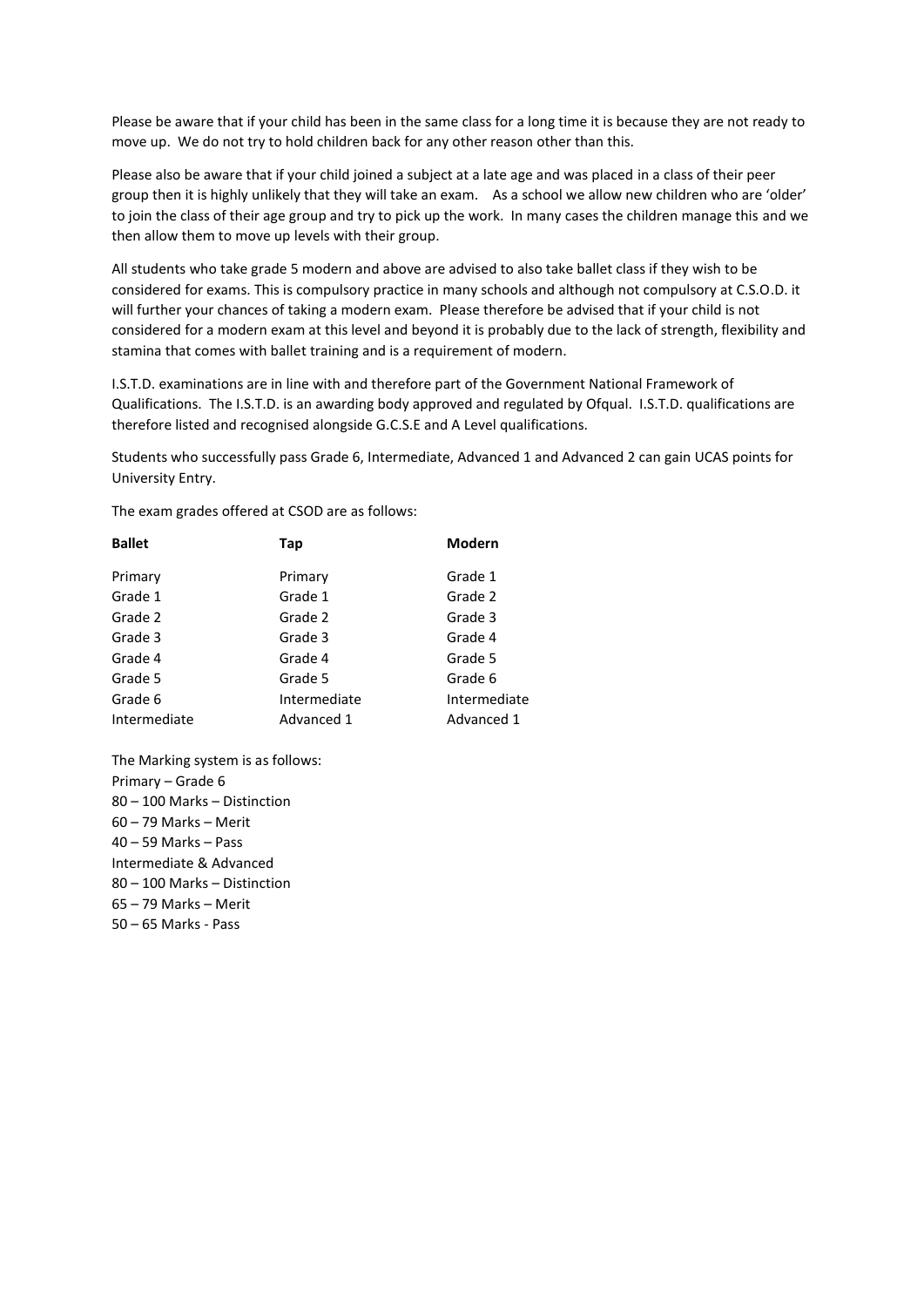Please be aware that if your child has been in the same class for a long time it is because they are not ready to move up. We do not try to hold children back for any other reason other than this.

Please also be aware that if your child joined a subject at a late age and was placed in a class of their peer group then it is highly unlikely that they will take an exam. As a school we allow new children who are 'older' to join the class of their age group and try to pick up the work. In many cases the children manage this and we then allow them to move up levels with their group.

All students who take grade 5 modern and above are advised to also take ballet class if they wish to be considered for exams. This is compulsory practice in many schools and although not compulsory at C.S.O.D. it will further your chances of taking a modern exam. Please therefore be advised that if your child is not considered for a modern exam at this level and beyond it is probably due to the lack of strength, flexibility and stamina that comes with ballet training and is a requirement of modern.

I.S.T.D. examinations are in line with and therefore part of the Government National Framework of Qualifications. The I.S.T.D. is an awarding body approved and regulated by Ofqual. I.S.T.D. qualifications are therefore listed and recognised alongside G.C.S.E and A Level qualifications.

Students who successfully pass Grade 6, Intermediate, Advanced 1 and Advanced 2 can gain UCAS points for University Entry.

The exam grades offered at CSOD are as follows:

| **Ballet** | **Tap** | **Modern** |
|---|---|---|
| Primary | Primary | Grade 1 |
| Grade 1 | Grade 1 | Grade 2 |
| Grade 2 | Grade 2 | Grade 3 |
| Grade 3 | Grade 3 | Grade 4 |
| Grade 4 | Grade 4 | Grade 5 |
| Grade 5 | Grade 5 | Grade 6 |
| Grade 6 | Intermediate | Intermediate |
| Intermediate | Advanced 1 | Advanced 1 |

The Marking system is as follows:
Primary – Grade 6
80 – 100 Marks – Distinction
60 – 79 Marks – Merit
40 – 59 Marks – Pass
Intermediate & Advanced
80 – 100 Marks – Distinction
65 – 79 Marks – Merit
50 – 65 Marks - Pass